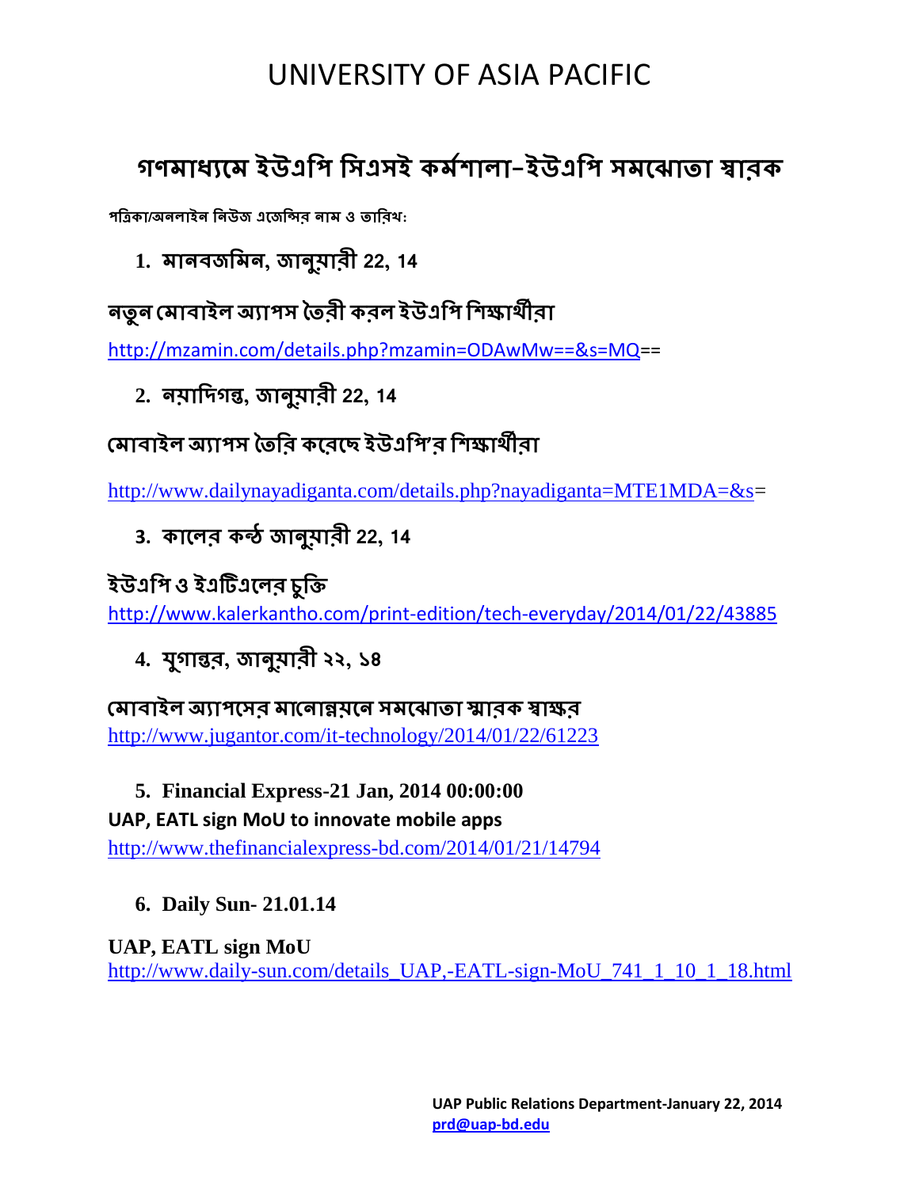# UNIVERSITY OF ASIA PACIFIC

## গণমাধ্যমে ইউএপি সিএসই কর্মশালা–ইউএপি সমঝোতা স্মারক

**পত্রিকা/অনলাইন নিউজ এজেন্সির নাম ও তারিখ:**

1. **মানবজমিন, জানুয়ারী 22, 14**

**নতুন মোবাইল অ্যাপস তৈরী করল ইউএপি শিক্ষার্থীরা**

http://mzamin.com/details.php?mzamin=ODAwMw==&s=MQ==

2. **নয়াদিগন্ত, জানুয়ারী 22, 14**

**মোবাইল অ্যাপস তৈরি করেছে ইউএপি'র শিক্ষার্থীরা**

http://www.dailynayadiganta.com/details.php?nayadiganta=MTE1MDA=&s=

3. **কালের কন্ঠ জানুয়ারী 22, 14**

**ইউএপি ও ইএটিএলের চুক্তি**

http://www.kalerkantho.com/print-edition/tech-everyday/2014/01/22/43885

4. **যুগান্তর, জানুয়ারী ২২, ১৪**

**মোবাইল অ্যাপসের মানোন্নয়নে সমঝোতা স্মারক স্বাক্ষর**

http://www.jugantor.com/it-technology/2014/01/22/61223

5. **Financial Express-21 Jan, 2014 00:00:00**

**UAP, EATL sign MoU to innovate mobile apps**

http://www.thefinancialexpress-bd.com/2014/01/21/14794

6. **Daily Sun- 21.01.14**

**UAP, EATL sign MoU**

http://www.daily-sun.com/details_UAP,-EATL-sign-MoU_741_1_10_1_18.html

**UAP Public Relations Department-January 22, 2014**
**prd@uap-bd.edu**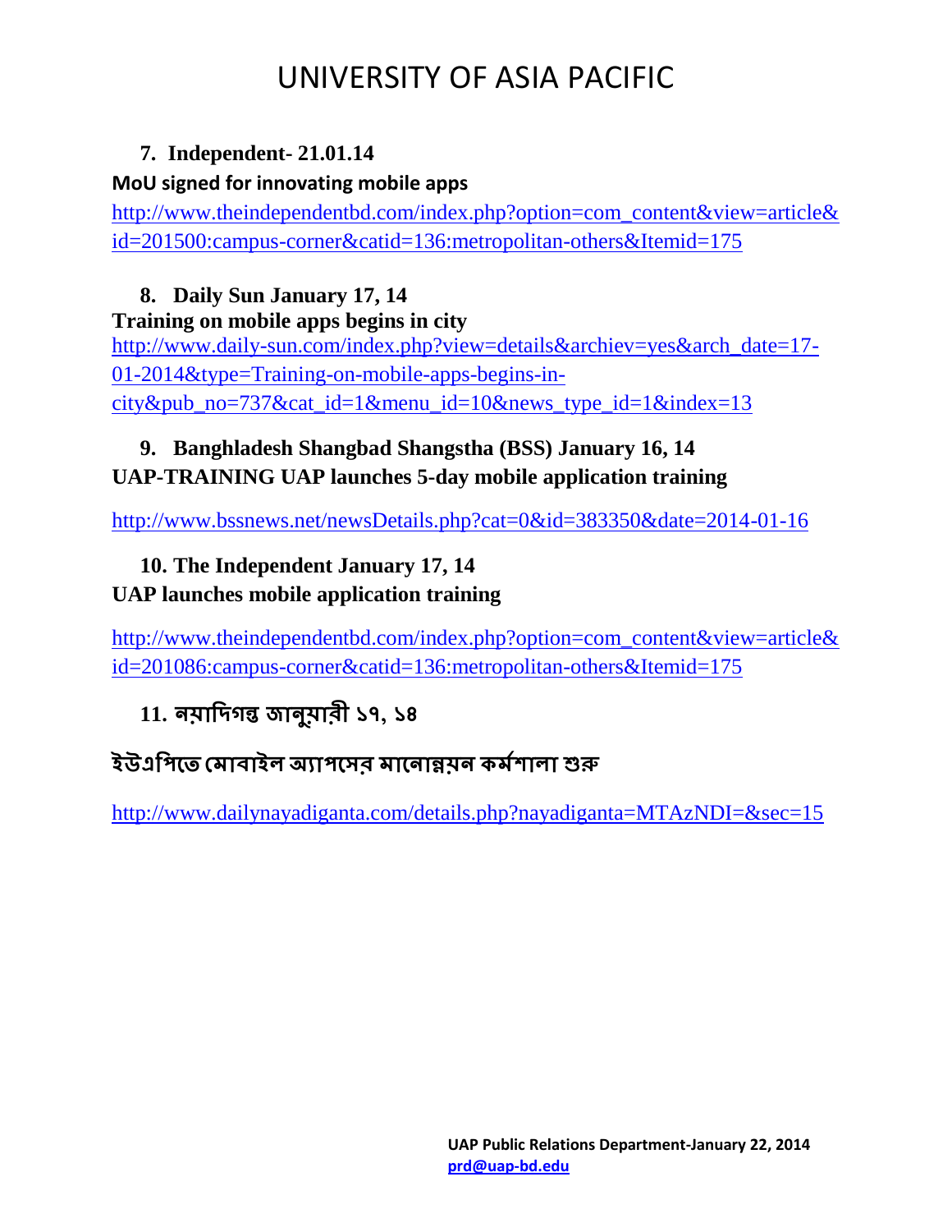# UNIVERSITY OF ASIA PACIFIC

7. **Independent- 21.01.14**

**MoU signed for innovating mobile apps**

http://www.theindependentbd.com/index.php?option=com_content&view=article&id=201500:campus-corner&catid=136:metropolitan-others&Itemid=175

8. **Daily Sun January 17, 14**

**Training on mobile apps begins in city**

http://www.daily-sun.com/index.php?view=details&archiev=yes&arch_date=17-01-2014&type=Training-on-mobile-apps-begins-in-city&pub_no=737&cat_id=1&menu_id=10&news_type_id=1&index=13

9. **Banghladesh Shangbad Shangstha (BSS) January 16, 14**

**UAP-TRAINING UAP launches 5-day mobile application training**

http://www.bssnews.net/newsDetails.php?cat=0&id=383350&date=2014-01-16

10. **The Independent January 17, 14**

**UAP launches mobile application training**

http://www.theindependentbd.com/index.php?option=com_content&view=article&id=201086:campus-corner&catid=136:metropolitan-others&Itemid=175

11. **নয়াদিগন্ত জানুয়ারী ১৭, ১৪**

**ইউএপিতে মোবাইল অ্যাপসের মানোন্নয়ন কর্মশালা শুরু**

http://www.dailynayadiganta.com/details.php?nayadiganta=MTAzNDI=&sec=15

UAP Public Relations Department-January 22, 2014
prd@uap-bd.edu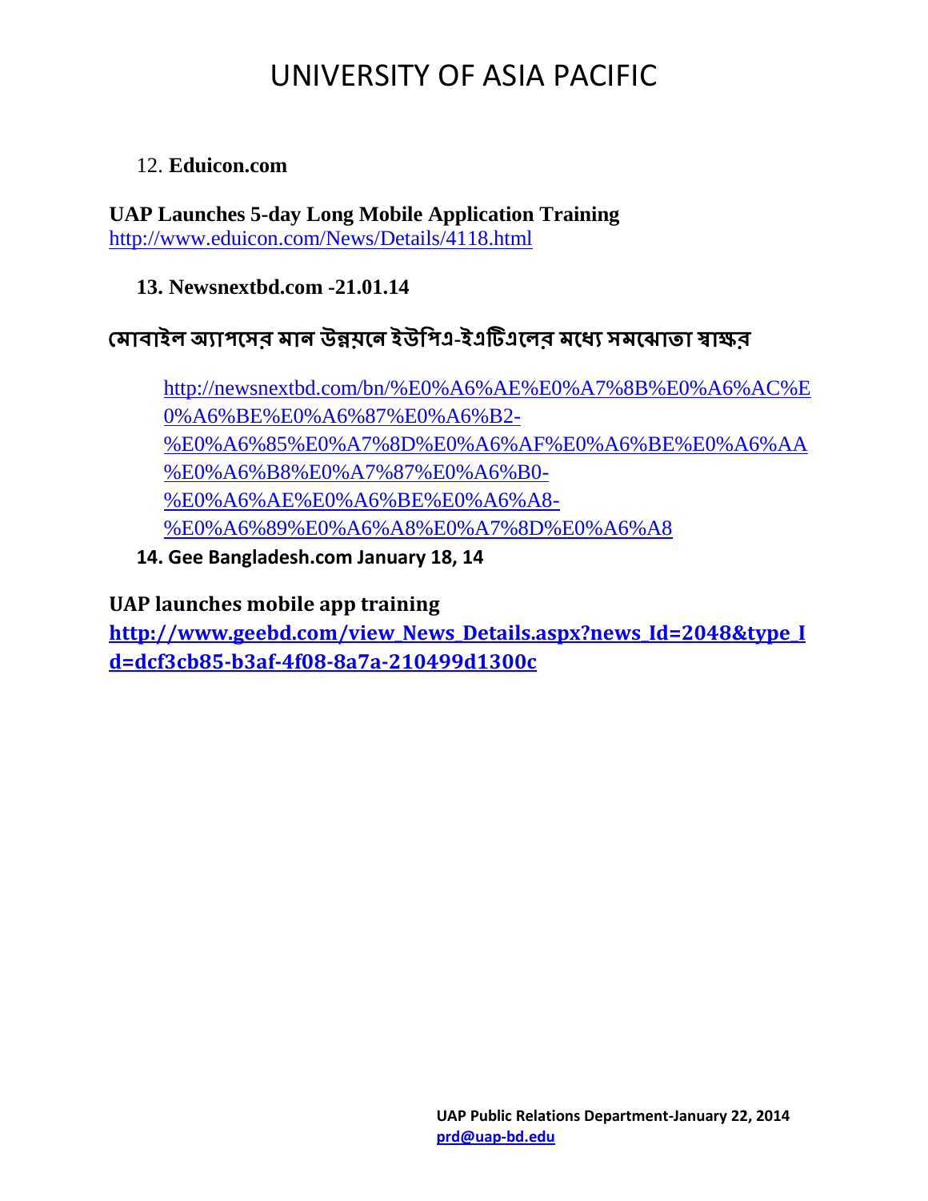12. **Eduicon.com**

**UAP Launches 5-day Long Mobile Application Training**
http://www.eduicon.com/News/Details/4118.html

**13. Newsnextbd.com -21.01.14**

**মোবাইল অ্যাপসের মান উন্নয়নে ইউপিএ-ইএটিএলের মধ্যে সমঝোতা স্বাক্ষর**

http://newsnextbd.com/bn/%E0%A6%AE%E0%A7%8B%E0%A6%AC%E0%A6%BE%E0%A6%87%E0%A6%B2-%E0%A6%85%E0%A7%8D%E0%A6%AF%E0%A6%BE%E0%A6%AA%E0%A6%B8%E0%A7%87%E0%A6%B0-%E0%A6%AE%E0%A6%BE%E0%A6%A8-%E0%A6%89%E0%A6%A8%E0%A7%8D%E0%A6%A8

**14. Gee Bangladesh.com January 18, 14**

**UAP launches mobile app training**
**http://www.geebd.com/view_News_Details.aspx?news_Id=2048&type_Id=dcf3cb85-b3af-4f08-8a7a-210499d1300c**

UAP Public Relations Department-January 22, 2014
prd@uap-bd.edu